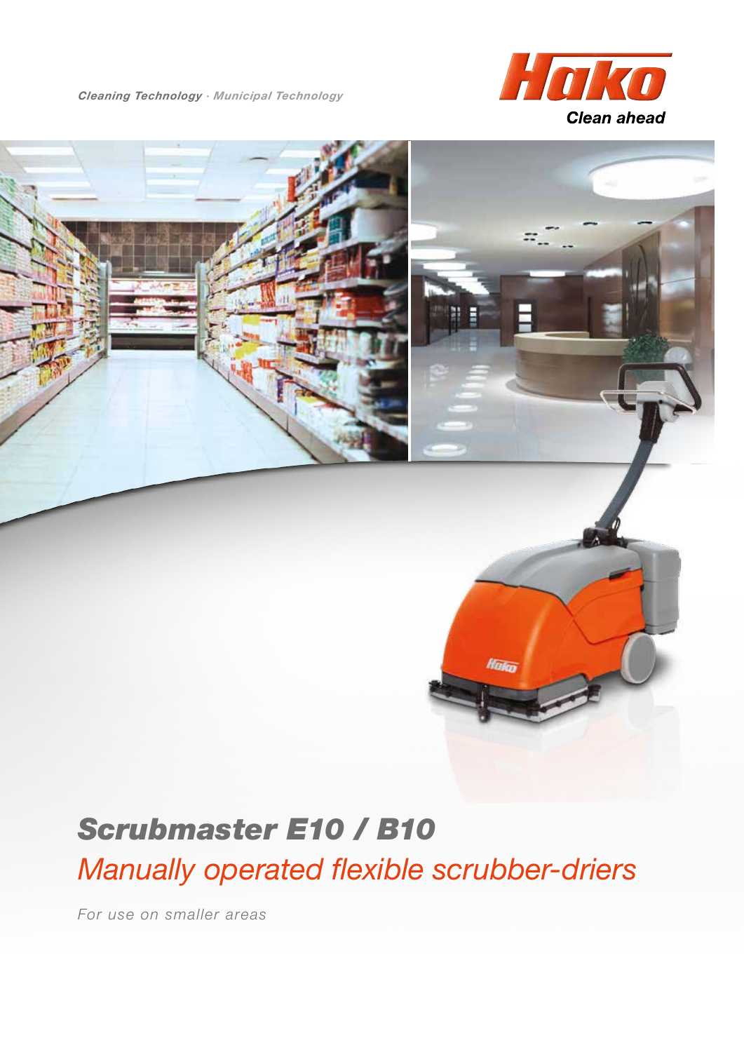*Cleaning Technology · Municipal Technology*

Hako

Clean ahead

# Scrubmaster E10 / B10

## *Manually operated flexible scrubber-driers*

*For use on smaller areas*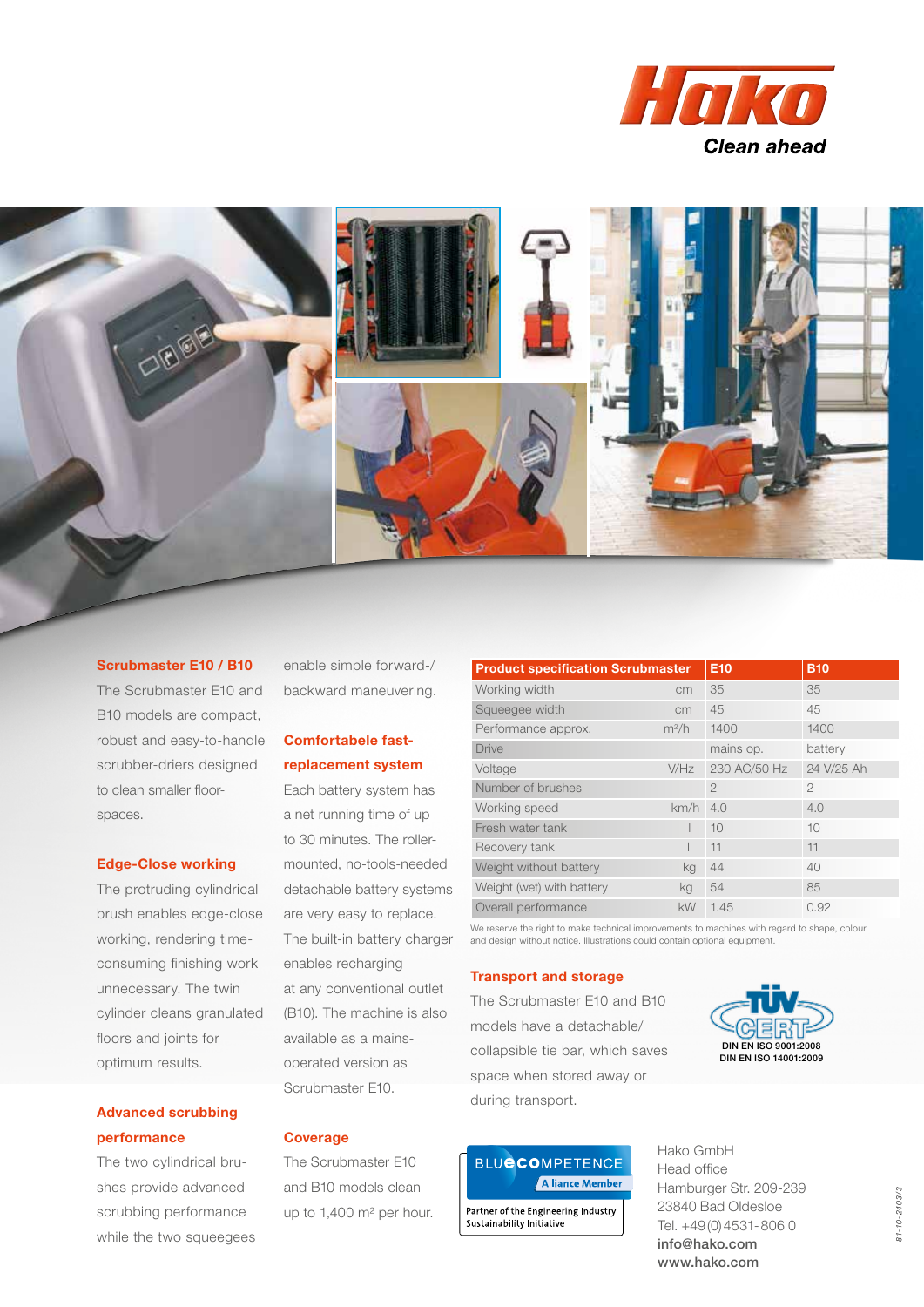Hako

Clean ahead

## Scrubmaster E10 / B10

The Scrubmaster E10 and B10 models are compact, robust and easy-to-handle scrubber-driers designed to clean smaller floor-spaces.

## Edge-Close working

The protruding cylindrical brush enables edge-close working, rendering time-consuming finishing work unnecessary. The twin cylinder cleans granulated floors and joints for optimum results.

## Advanced scrubbing performance

The two cylindrical brushes provide advanced scrubbing performance while the two squeegees enable simple forward-/backward maneuvering.

## Comfortabele fast-replacement system

Each battery system has a net running time of up to 30 minutes. The roller-mounted, no-tools-needed detachable battery systems are very easy to replace. The built-in battery charger enables recharging at any conventional outlet (B10). The machine is also available as a mains-operated version as Scrubmaster E10.

## Coverage

The Scrubmaster E10 and B10 models clean up to 1,400 m² per hour.

| Product specification Scrubmaster | | E10 | B10 |
|---|---|---|---|
| Working width | cm | 35 | 35 |
| Squeegee width | cm | 45 | 45 |
| Performance approx. | m²/h | 1400 | 1400 |
| Drive | | mains op. | battery |
| Voltage | V/Hz | 230 AC/50 Hz | 24 V/25 Ah |
| Number of brushes | | 2 | 2 |
| Working speed | km/h | 4.0 | 4.0 |
| Fresh water tank | l | 10 | 10 |
| Recovery tank | l | 11 | 11 |
| Weight without battery | kg | 44 | 40 |
| Weight (wet) with battery | kg | 54 | 85 |
| Overall performance | kW | 1.45 | 0.92 |

We reserve the right to make technical improvements to machines with regard to shape, colour and design without notice. Illustrations could contain optional equipment.

## Transport and storage

The Scrubmaster E10 and B10 models have a detachable/collapsible tie bar, which saves space when stored away or during transport.

TÜV CERT
DIN EN ISO 9001:2008
DIN EN ISO 14001:2009

BLUeCOMPETENCE
Alliance Member
Partner of the Engineering Industry Sustainability Initiative

Hako GmbH
Head office
Hamburger Str. 209-239
23840 Bad Oldesloe
Tel. +49(0)4531-806 0
**info@hako.com**
**www.hako.com**

81-10-2403/3